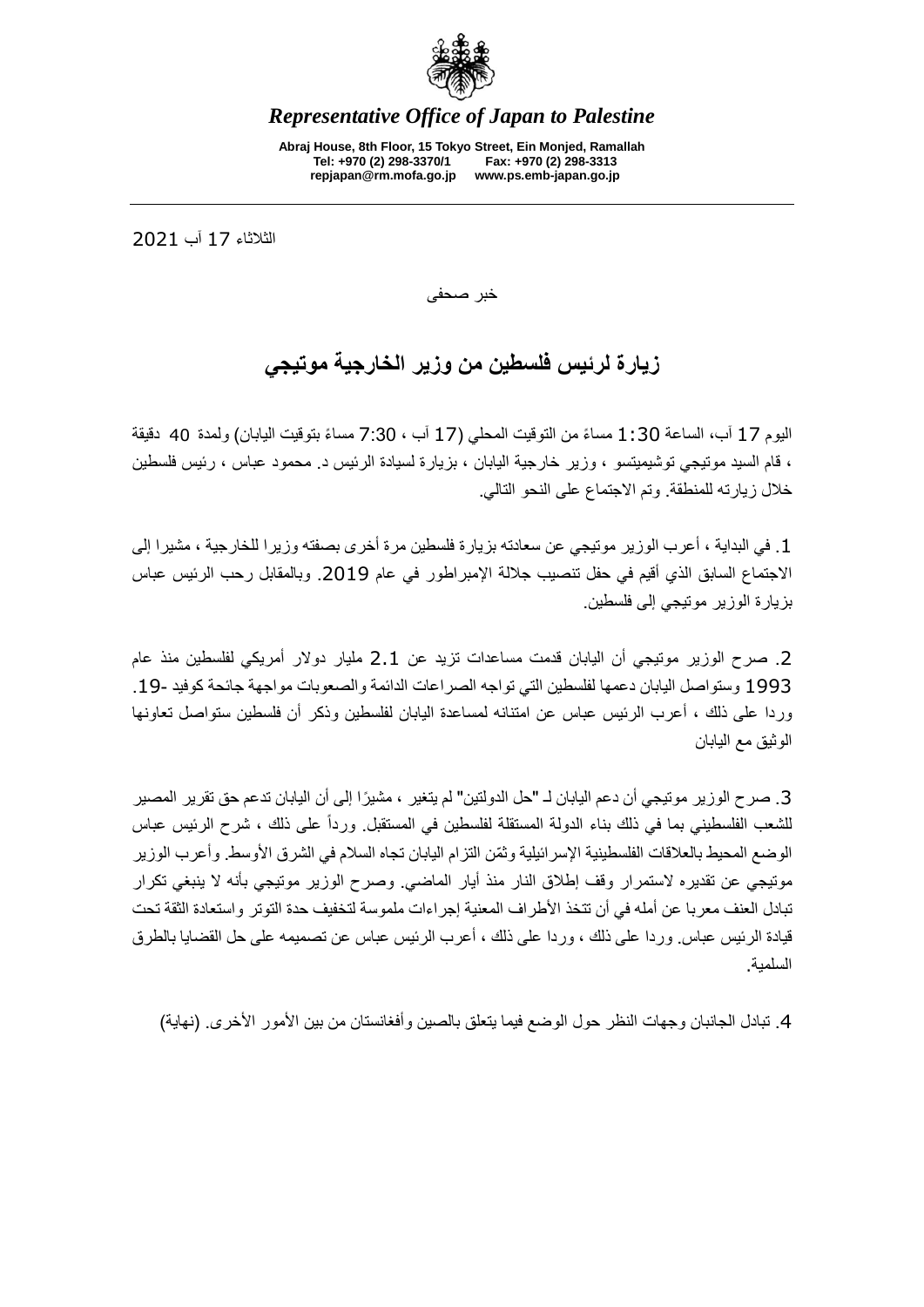*Representative Office of Japan to Palestine*

**Abraj House, 8th Floor, 15 Tokyo Street, Ein Monjed, Ramallah**
**Tel: +970 (2) 298-3370/1 Fax: +970 (2) 298-3313**
**repjapan@rm.mofa.go.jp www.ps.emb-japan.go.jp**

---

الثلاثاء 17 آب 2021

خبر صحفي

# زيارة لرئيس فلسطين من وزير الخارجية موتيجي

اليوم 17 آب، الساعة 1:30 مساءً من التوقيت المحلي (17 آب ، 7:30 مساءً بتوقيت اليابان) ولمدة 40 دقيقة ، قام السيد موتيجي توشيميتسو ، وزير خارجية اليابان ، بزيارة لسيادة الرئيس د. محمود عباس ، رئيس فلسطين خلال زيارته للمنطقة. وتم الاجتماع على النحو التالي.

1. في البداية ، أعرب الوزير موتيجي عن سعادته بزيارة فلسطين مرة أخرى بصفته وزيرا للخارجية ، مشيرا إلى الاجتماع السابق الذي أقيم في حفل تنصيب جلالة الإمبراطور في عام 2019. وبالمقابل رحب الرئيس عباس بزيارة الوزير موتيجي إلى فلسطين.

2. صرح الوزير موتيجي أن اليابان قدمت مساعدات تزيد عن 2.1 مليار دولار أمريكي لفلسطين منذ عام 1993 وستواصل اليابان دعمها لفلسطين التي تواجه الصراعات الدائمة والصعوبات مواجهة جائحة كوفيد -19. وردا على ذلك ، أعرب الرئيس عباس عن امتنانه لمساعدة اليابان لفلسطين وذكر أن فلسطين ستواصل تعاونها الوثيق مع اليابان

3. صرح الوزير موتيجي أن دعم اليابان لـ "حل الدولتين" لم يتغير ، مشيرًا إلى أن اليابان تدعم حق تقرير المصير للشعب الفلسطيني بما في ذلك بناء الدولة المستقلة لفلسطين في المستقبل. ورداً على ذلك ، شرح الرئيس عباس الوضع المحيط بالعلاقات الفلسطينية الإسرائيلية وثمّن التزام اليابان تجاه السلام في الشرق الأوسط. وأعرب الوزير موتيجي عن تقديره لاستمرار وقف إطلاق النار منذ أيار الماضي. وصرح الوزير موتيجي بأنه لا ينبغي تكرار تبادل العنف معربا عن أمله في أن تتخذ الأطراف المعنية إجراءات ملموسة لتخفيف حدة التوتر واستعادة الثقة تحت قيادة الرئيس عباس. وردا على ذلك ، وردا على ذلك ، أعرب الرئيس عباس عن تصميمه على حل القضايا بالطرق السلمية.

4. تبادل الجانبان وجهات النظر حول الوضع فيما يتعلق بالصين وأفغانستان من بين الأمور الأخرى. (نهاية)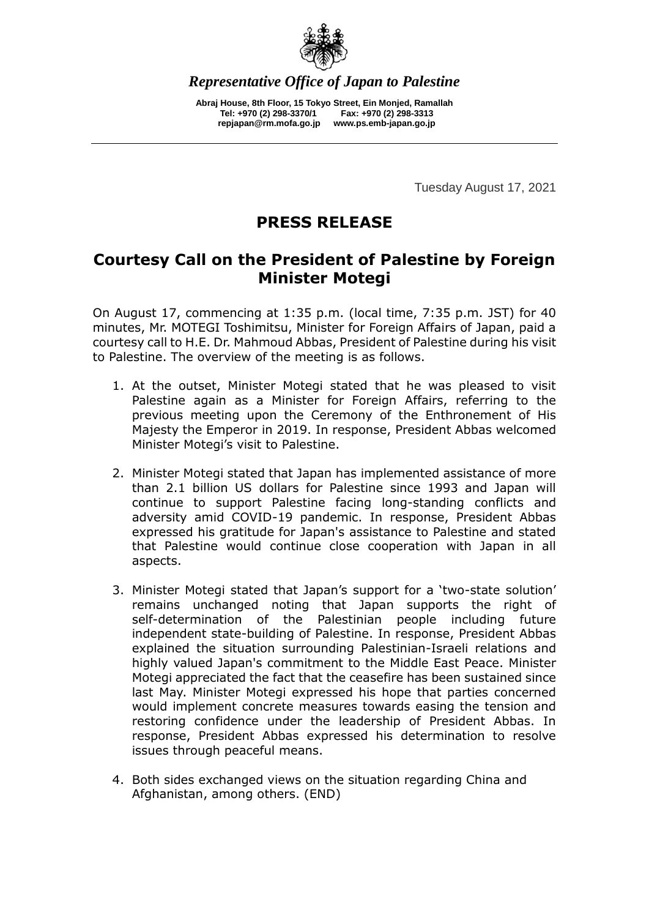*Representative Office of Japan to Palestine*

**Abraj House, 8th Floor, 15 Tokyo Street, Ein Monjed, Ramallah**
**Tel: +970 (2) 298-3370/1 Fax: +970 (2) 298-3313**
**repjapan@rm.mofa.go.jp www.ps.emb-japan.go.jp**

Tuesday August 17, 2021

# PRESS RELEASE

## Courtesy Call on the President of Palestine by Foreign Minister Motegi

On August 17, commencing at 1:35 p.m. (local time, 7:35 p.m. JST) for 40 minutes, Mr. MOTEGI Toshimitsu, Minister for Foreign Affairs of Japan, paid a courtesy call to H.E. Dr. Mahmoud Abbas, President of Palestine during his visit to Palestine. The overview of the meeting is as follows.

1. At the outset, Minister Motegi stated that he was pleased to visit Palestine again as a Minister for Foreign Affairs, referring to the previous meeting upon the Ceremony of the Enthronement of His Majesty the Emperor in 2019. In response, President Abbas welcomed Minister Motegi's visit to Palestine.

2. Minister Motegi stated that Japan has implemented assistance of more than 2.1 billion US dollars for Palestine since 1993 and Japan will continue to support Palestine facing long-standing conflicts and adversity amid COVID-19 pandemic. In response, President Abbas expressed his gratitude for Japan's assistance to Palestine and stated that Palestine would continue close cooperation with Japan in all aspects.

3. Minister Motegi stated that Japan's support for a 'two-state solution' remains unchanged noting that Japan supports the right of self-determination of the Palestinian people including future independent state-building of Palestine. In response, President Abbas explained the situation surrounding Palestinian-Israeli relations and highly valued Japan's commitment to the Middle East Peace. Minister Motegi appreciated the fact that the ceasefire has been sustained since last May. Minister Motegi expressed his hope that parties concerned would implement concrete measures towards easing the tension and restoring confidence under the leadership of President Abbas. In response, President Abbas expressed his determination to resolve issues through peaceful means.

4. Both sides exchanged views on the situation regarding China and Afghanistan, among others. (END)